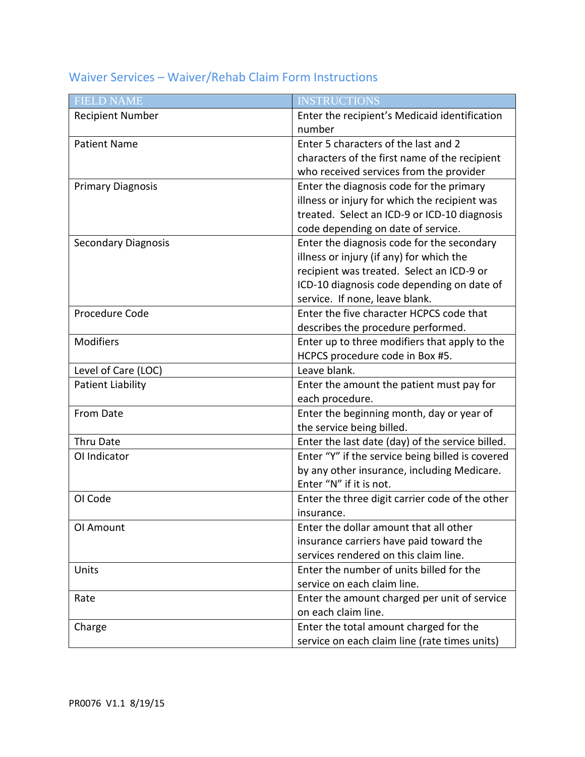## Waiver Services – Waiver/Rehab Claim Form Instructions

| FIELD NAME | INSTRUCTIONS |
|---|---|
| Recipient Number | Enter the recipient's Medicaid identification number |
| Patient Name | Enter 5 characters of the last and 2 characters of the first name of the recipient who received services from the provider |
| Primary Diagnosis | Enter the diagnosis code for the primary illness or injury for which the recipient was treated. Select an ICD-9 or ICD-10 diagnosis code depending on date of service. |
| Secondary Diagnosis | Enter the diagnosis code for the secondary illness or injury (if any) for which the recipient was treated. Select an ICD-9 or ICD-10 diagnosis code depending on date of service. If none, leave blank. |
| Procedure Code | Enter the five character HCPCS code that describes the procedure performed. |
| Modifiers | Enter up to three modifiers that apply to the HCPCS procedure code in Box #5. |
| Level of Care (LOC) | Leave blank. |
| Patient Liability | Enter the amount the patient must pay for each procedure. |
| From Date | Enter the beginning month, day or year of the service being billed. |
| Thru Date | Enter the last date (day) of the service billed. |
| OI Indicator | Enter "Y" if the service being billed is covered by any other insurance, including Medicare. Enter "N" if it is not. |
| OI Code | Enter the three digit carrier code of the other insurance. |
| OI Amount | Enter the dollar amount that all other insurance carriers have paid toward the services rendered on this claim line. |
| Units | Enter the number of units billed for the service on each claim line. |
| Rate | Enter the amount charged per unit of service on each claim line. |
| Charge | Enter the total amount charged for the service on each claim line (rate times units) |

PR0076 V1.1 8/19/15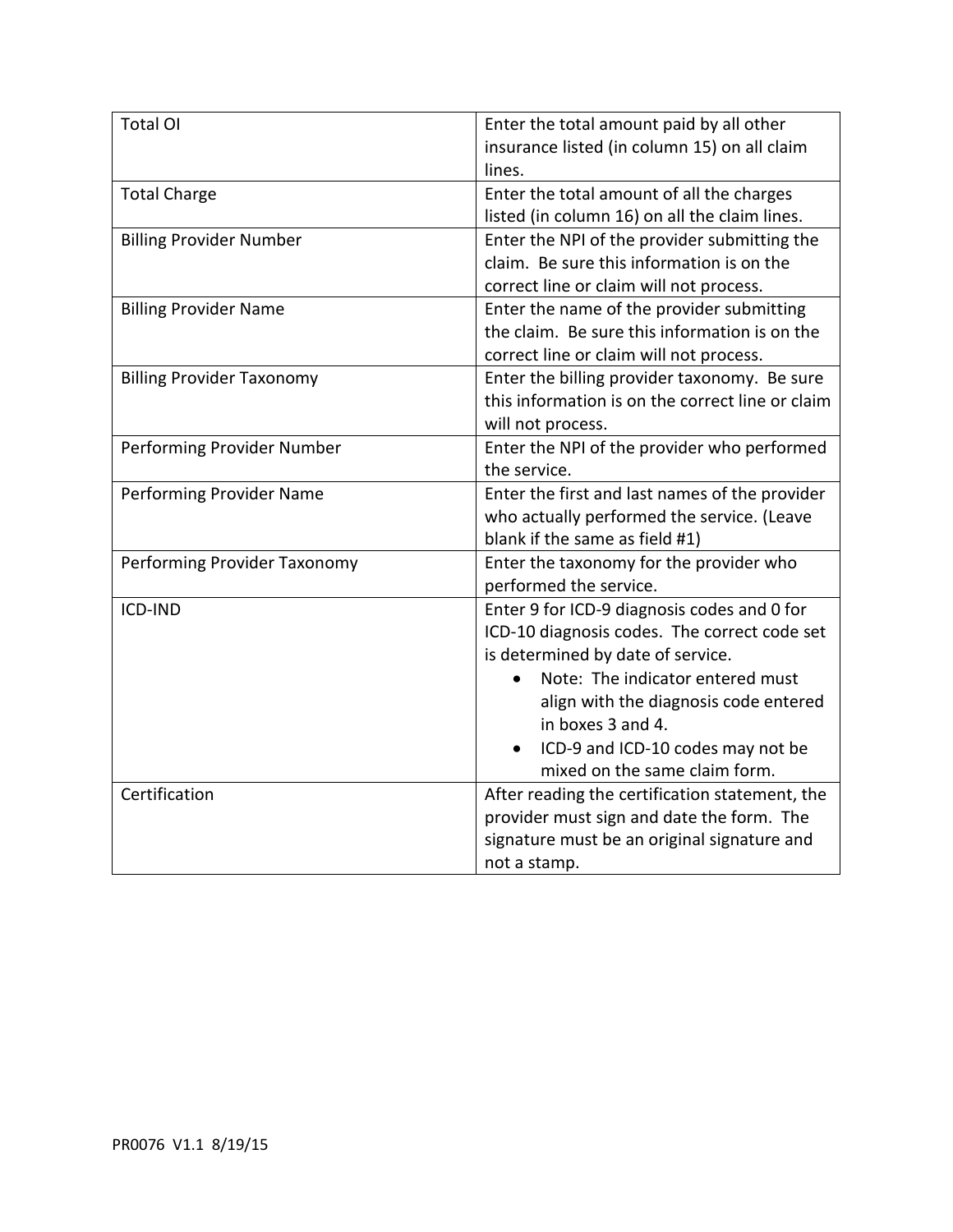| | |
|---|---|
| Total OI | Enter the total amount paid by all other insurance listed (in column 15) on all claim lines. |
| Total Charge | Enter the total amount of all the charges listed (in column 16) on all the claim lines. |
| Billing Provider Number | Enter the NPI of the provider submitting the claim. Be sure this information is on the correct line or claim will not process. |
| Billing Provider Name | Enter the name of the provider submitting the claim. Be sure this information is on the correct line or claim will not process. |
| Billing Provider Taxonomy | Enter the billing provider taxonomy. Be sure this information is on the correct line or claim will not process. |
| Performing Provider Number | Enter the NPI of the provider who performed the service. |
| Performing Provider Name | Enter the first and last names of the provider who actually performed the service. (Leave blank if the same as field #1) |
| Performing Provider Taxonomy | Enter the taxonomy for the provider who performed the service. |
| ICD-IND | Enter 9 for ICD-9 diagnosis codes and 0 for ICD-10 diagnosis codes. The correct code set is determined by date of service.<br>• Note: The indicator entered must align with the diagnosis code entered in boxes 3 and 4.<br>• ICD-9 and ICD-10 codes may not be mixed on the same claim form. |
| Certification | After reading the certification statement, the provider must sign and date the form. The signature must be an original signature and not a stamp. |

PR0076 V1.1 8/19/15